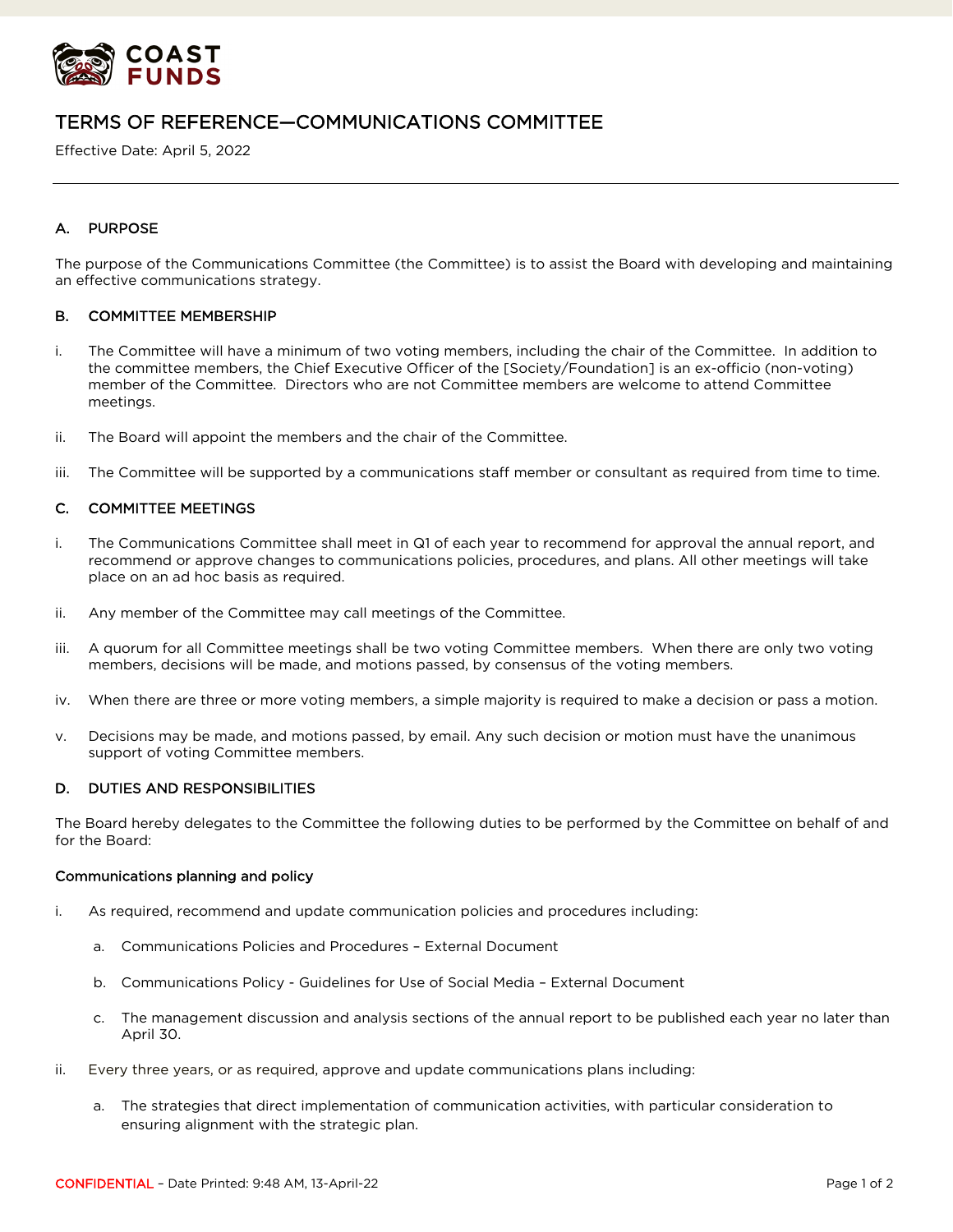COAST FUNDS

# TERMS OF REFERENCE—COMMUNICATIONS COMMITTEE

Effective Date: April 5, 2022

---

## A. PURPOSE

The purpose of the Communications Committee (the Committee) is to assist the Board with developing and maintaining an effective communications strategy.

## B. COMMITTEE MEMBERSHIP

i. The Committee will have a minimum of two voting members, including the chair of the Committee. In addition to the committee members, the Chief Executive Officer of the [Society/Foundation] is an ex-officio (non-voting) member of the Committee. Directors who are not Committee members are welcome to attend Committee meetings.

ii. The Board will appoint the members and the chair of the Committee.

iii. The Committee will be supported by a communications staff member or consultant as required from time to time.

## C. COMMITTEE MEETINGS

i. The Communications Committee shall meet in Q1 of each year to recommend for approval the annual report, and recommend or approve changes to communications policies, procedures, and plans. All other meetings will take place on an ad hoc basis as required.

ii. Any member of the Committee may call meetings of the Committee.

iii. A quorum for all Committee meetings shall be two voting Committee members. When there are only two voting members, decisions will be made, and motions passed, by consensus of the voting members.

iv. When there are three or more voting members, a simple majority is required to make a decision or pass a motion.

v. Decisions may be made, and motions passed, by email. Any such decision or motion must have the unanimous support of voting Committee members.

## D. DUTIES AND RESPONSIBILITIES

The Board hereby delegates to the Committee the following duties to be performed by the Committee on behalf of and for the Board:

### Communications planning and policy

i. As required, recommend and update communication policies and procedures including:

   a. Communications Policies and Procedures – External Document

   b. Communications Policy - Guidelines for Use of Social Media – External Document

   c. The management discussion and analysis sections of the annual report to be published each year no later than April 30.

ii. Every three years, or as required, approve and update communications plans including:

   a. The strategies that direct implementation of communication activities, with particular consideration to ensuring alignment with the strategic plan.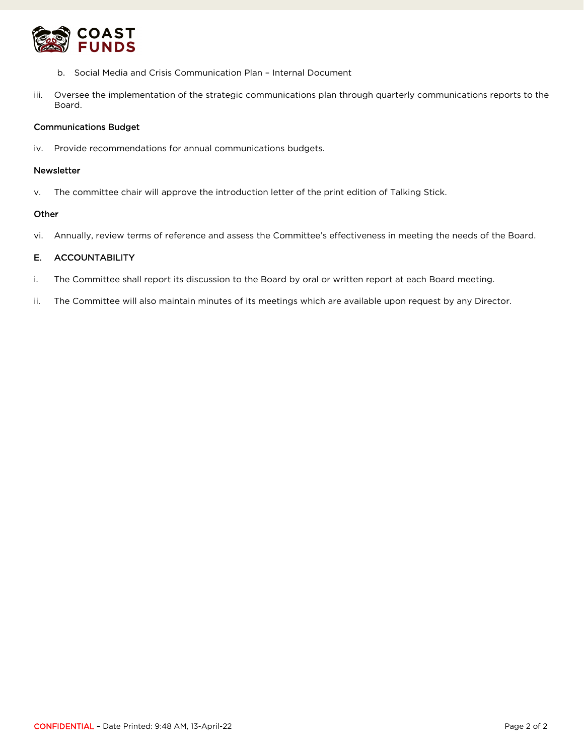b. Social Media and Crisis Communication Plan – Internal Document

iii. Oversee the implementation of the strategic communications plan through quarterly communications reports to the Board.

### Communications Budget

iv. Provide recommendations for annual communications budgets.

### Newsletter

v. The committee chair will approve the introduction letter of the print edition of Talking Stick.

### Other

vi. Annually, review terms of reference and assess the Committee's effectiveness in meeting the needs of the Board.

## E. ACCOUNTABILITY

i. The Committee shall report its discussion to the Board by oral or written report at each Board meeting.

ii. The Committee will also maintain minutes of its meetings which are available upon request by any Director.